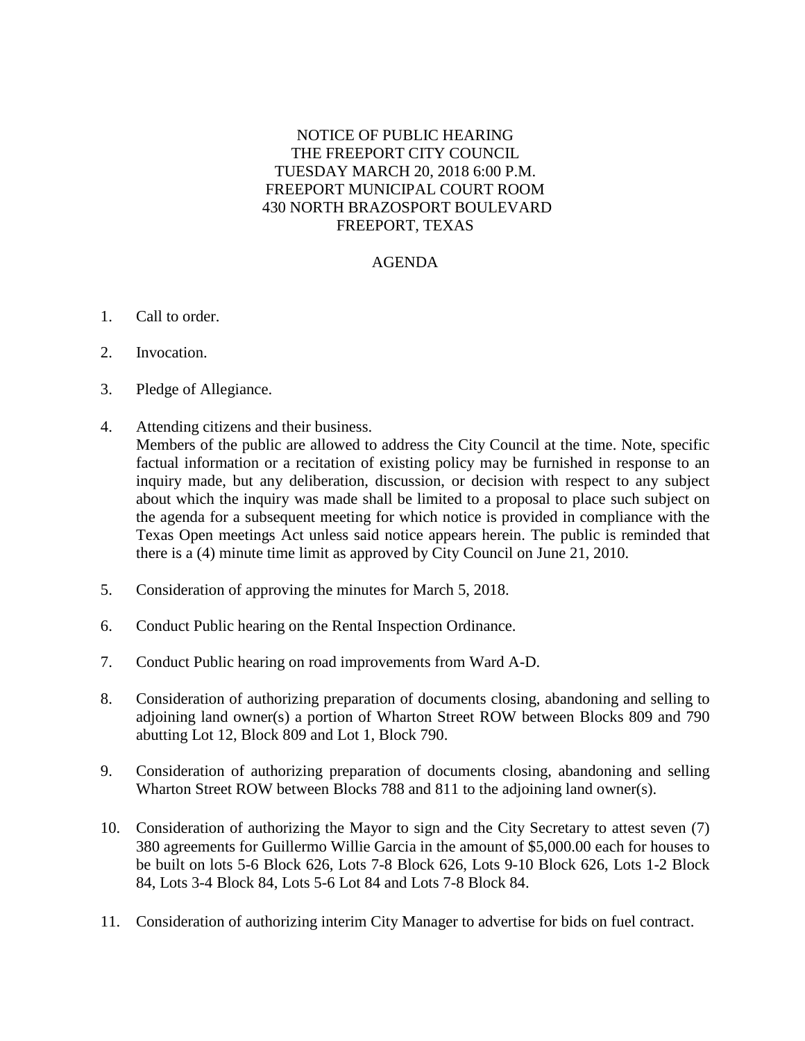NOTICE OF PUBLIC HEARING
THE FREEPORT CITY COUNCIL
TUESDAY MARCH 20, 2018 6:00 P.M.
FREEPORT MUNICIPAL COURT ROOM
430 NORTH BRAZOSPORT BOULEVARD
FREEPORT, TEXAS

AGENDA

1. Call to order.

2. Invocation.

3. Pledge of Allegiance.

4. Attending citizens and their business.
   Members of the public are allowed to address the City Council at the time. Note, specific factual information or a recitation of existing policy may be furnished in response to an inquiry made, but any deliberation, discussion, or decision with respect to any subject about which the inquiry was made shall be limited to a proposal to place such subject on the agenda for a subsequent meeting for which notice is provided in compliance with the Texas Open meetings Act unless said notice appears herein. The public is reminded that there is a (4) minute time limit as approved by City Council on June 21, 2010.

5. Consideration of approving the minutes for March 5, 2018.

6. Conduct Public hearing on the Rental Inspection Ordinance.

7. Conduct Public hearing on road improvements from Ward A-D.

8. Consideration of authorizing preparation of documents closing, abandoning and selling to adjoining land owner(s) a portion of Wharton Street ROW between Blocks 809 and 790 abutting Lot 12, Block 809 and Lot 1, Block 790.

9. Consideration of authorizing preparation of documents closing, abandoning and selling Wharton Street ROW between Blocks 788 and 811 to the adjoining land owner(s).

10. Consideration of authorizing the Mayor to sign and the City Secretary to attest seven (7) 380 agreements for Guillermo Willie Garcia in the amount of $5,000.00 each for houses to be built on lots 5-6 Block 626, Lots 7-8 Block 626, Lots 9-10 Block 626, Lots 1-2 Block 84, Lots 3-4 Block 84, Lots 5-6 Lot 84 and Lots 7-8 Block 84.

11. Consideration of authorizing interim City Manager to advertise for bids on fuel contract.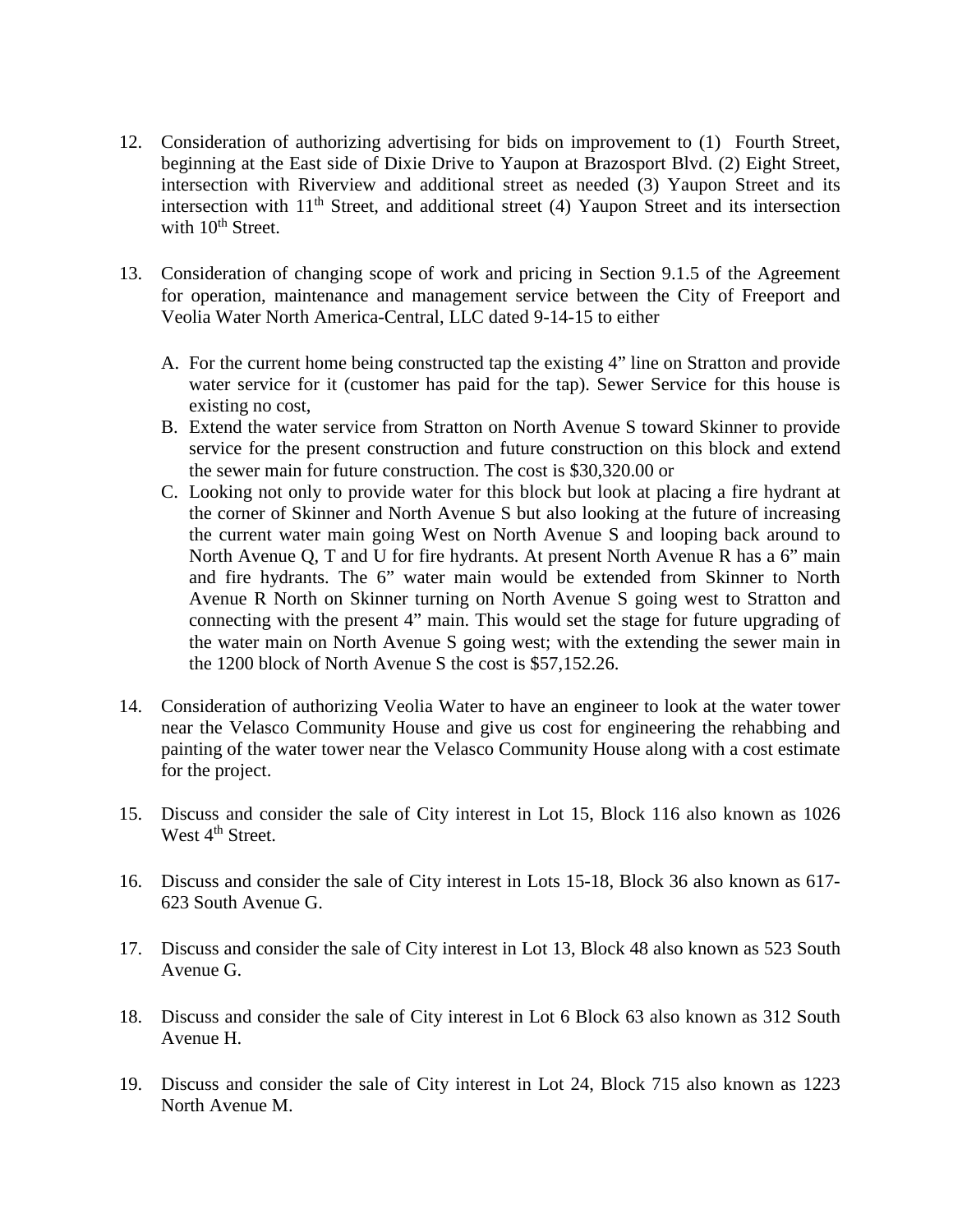12. Consideration of authorizing advertising for bids on improvement to (1) Fourth Street, beginning at the East side of Dixie Drive to Yaupon at Brazosport Blvd. (2) Eight Street, intersection with Riverview and additional street as needed (3) Yaupon Street and its intersection with 11th Street, and additional street (4) Yaupon Street and its intersection with 10th Street.

13. Consideration of changing scope of work and pricing in Section 9.1.5 of the Agreement for operation, maintenance and management service between the City of Freeport and Veolia Water North America-Central, LLC dated 9-14-15 to either

    A. For the current home being constructed tap the existing 4" line on Stratton and provide water service for it (customer has paid for the tap). Sewer Service for this house is existing no cost,
    B. Extend the water service from Stratton on North Avenue S toward Skinner to provide service for the present construction and future construction on this block and extend the sewer main for future construction. The cost is $30,320.00 or
    C. Looking not only to provide water for this block but look at placing a fire hydrant at the corner of Skinner and North Avenue S but also looking at the future of increasing the current water main going West on North Avenue S and looping back around to North Avenue Q, T and U for fire hydrants. At present North Avenue R has a 6" main and fire hydrants. The 6" water main would be extended from Skinner to North Avenue R North on Skinner turning on North Avenue S going west to Stratton and connecting with the present 4" main. This would set the stage for future upgrading of the water main on North Avenue S going west; with the extending the sewer main in the 1200 block of North Avenue S the cost is $57,152.26.

14. Consideration of authorizing Veolia Water to have an engineer to look at the water tower near the Velasco Community House and give us cost for engineering the rehabbing and painting of the water tower near the Velasco Community House along with a cost estimate for the project.

15. Discuss and consider the sale of City interest in Lot 15, Block 116 also known as 1026 West 4th Street.

16. Discuss and consider the sale of City interest in Lots 15-18, Block 36 also known as 617-623 South Avenue G.

17. Discuss and consider the sale of City interest in Lot 13, Block 48 also known as 523 South Avenue G.

18. Discuss and consider the sale of City interest in Lot 6 Block 63 also known as 312 South Avenue H.

19. Discuss and consider the sale of City interest in Lot 24, Block 715 also known as 1223 North Avenue M.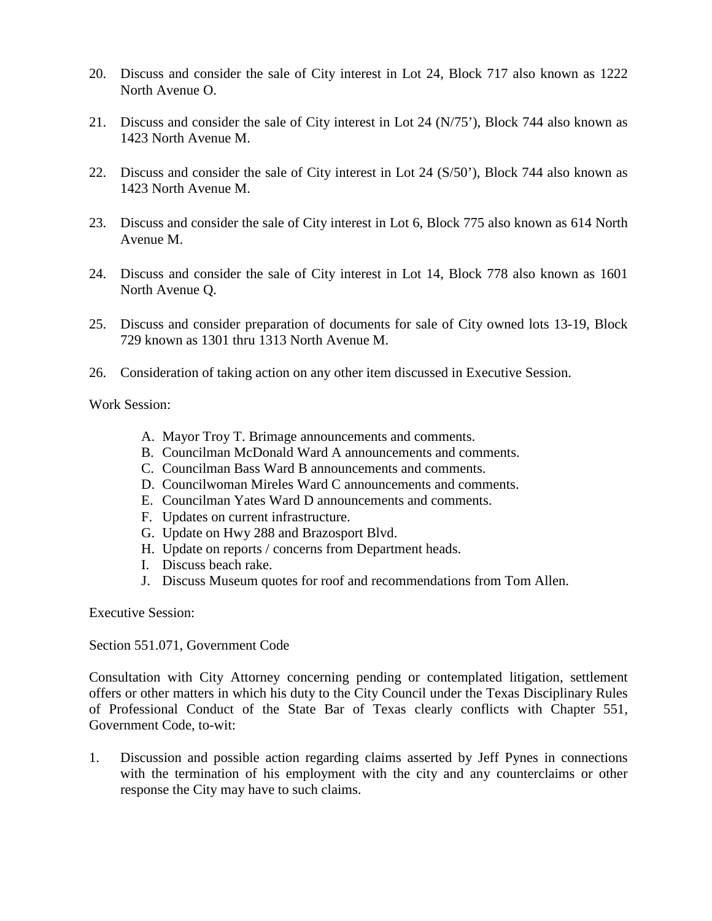20. Discuss and consider the sale of City interest in Lot 24, Block 717 also known as 1222 North Avenue O.

21. Discuss and consider the sale of City interest in Lot 24 (N/75'), Block 744 also known as 1423 North Avenue M.

22. Discuss and consider the sale of City interest in Lot 24 (S/50'), Block 744 also known as 1423 North Avenue M.

23. Discuss and consider the sale of City interest in Lot 6, Block 775 also known as 614 North Avenue M.

24. Discuss and consider the sale of City interest in Lot 14, Block 778 also known as 1601 North Avenue Q.

25. Discuss and consider preparation of documents for sale of City owned lots 13-19, Block 729 known as 1301 thru 1313 North Avenue M.

26. Consideration of taking action on any other item discussed in Executive Session.

Work Session:

A. Mayor Troy T. Brimage announcements and comments.
B. Councilman McDonald Ward A announcements and comments.
C. Councilman Bass Ward B announcements and comments.
D. Councilwoman Mireles Ward C announcements and comments.
E. Councilman Yates Ward D announcements and comments.
F. Updates on current infrastructure.
G. Update on Hwy 288 and Brazosport Blvd.
H. Update on reports / concerns from Department heads.
I. Discuss beach rake.
J. Discuss Museum quotes for roof and recommendations from Tom Allen.

Executive Session:

Section 551.071, Government Code

Consultation with City Attorney concerning pending or contemplated litigation, settlement offers or other matters in which his duty to the City Council under the Texas Disciplinary Rules of Professional Conduct of the State Bar of Texas clearly conflicts with Chapter 551, Government Code, to-wit:

1. Discussion and possible action regarding claims asserted by Jeff Pynes in connections with the termination of his employment with the city and any counterclaims or other response the City may have to such claims.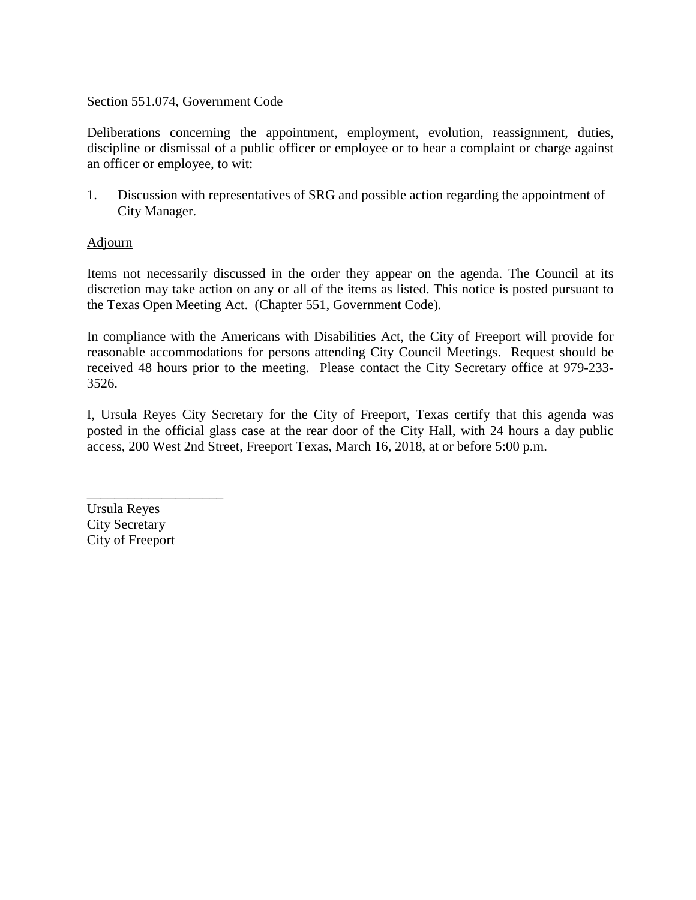Section 551.074, Government Code

Deliberations concerning the appointment, employment, evolution, reassignment, duties, discipline or dismissal of a public officer or employee or to hear a complaint or charge against an officer or employee, to wit:

1. Discussion with representatives of SRG and possible action regarding the appointment of City Manager.

Adjourn

Items not necessarily discussed in the order they appear on the agenda. The Council at its discretion may take action on any or all of the items as listed. This notice is posted pursuant to the Texas Open Meeting Act. (Chapter 551, Government Code).

In compliance with the Americans with Disabilities Act, the City of Freeport will provide for reasonable accommodations for persons attending City Council Meetings. Request should be received 48 hours prior to the meeting. Please contact the City Secretary office at 979-233-3526.

I, Ursula Reyes City Secretary for the City of Freeport, Texas certify that this agenda was posted in the official glass case at the rear door of the City Hall, with 24 hours a day public access, 200 West 2nd Street, Freeport Texas, March 16, 2018, at or before 5:00 p.m.

____________________

Ursula Reyes
City Secretary
City of Freeport